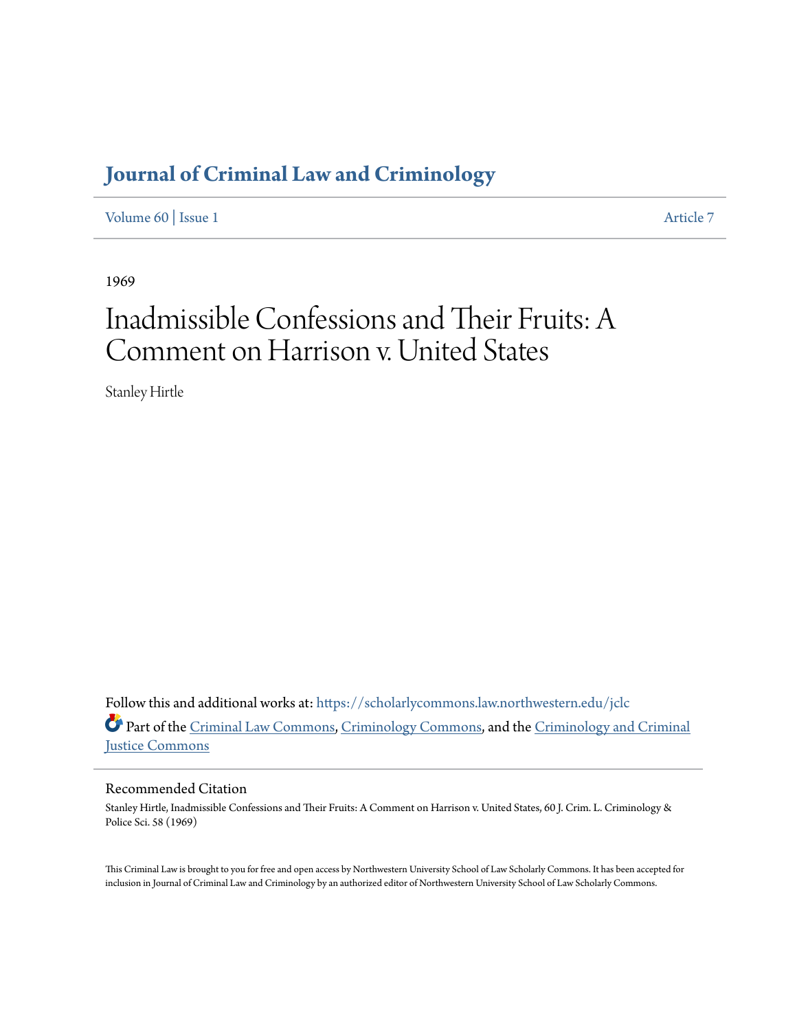# Journal of Criminal Law and Criminology

Volume 60 | Issue 1 Article 7

1969

# Inadmissible Confessions and Their Fruits: A Comment on Harrison v. United States

Stanley Hirtle

Follow this and additional works at: https://scholarlycommons.law.northwestern.edu/jclc

Part of the Criminal Law Commons, Criminology Commons, and the Criminology and Criminal Justice Commons

## Recommended Citation

Stanley Hirtle, Inadmissible Confessions and Their Fruits: A Comment on Harrison v. United States, 60 J. Crim. L. Criminology & Police Sci. 58 (1969)

This Criminal Law is brought to you for free and open access by Northwestern University School of Law Scholarly Commons. It has been accepted for inclusion in Journal of Criminal Law and Criminology by an authorized editor of Northwestern University School of Law Scholarly Commons.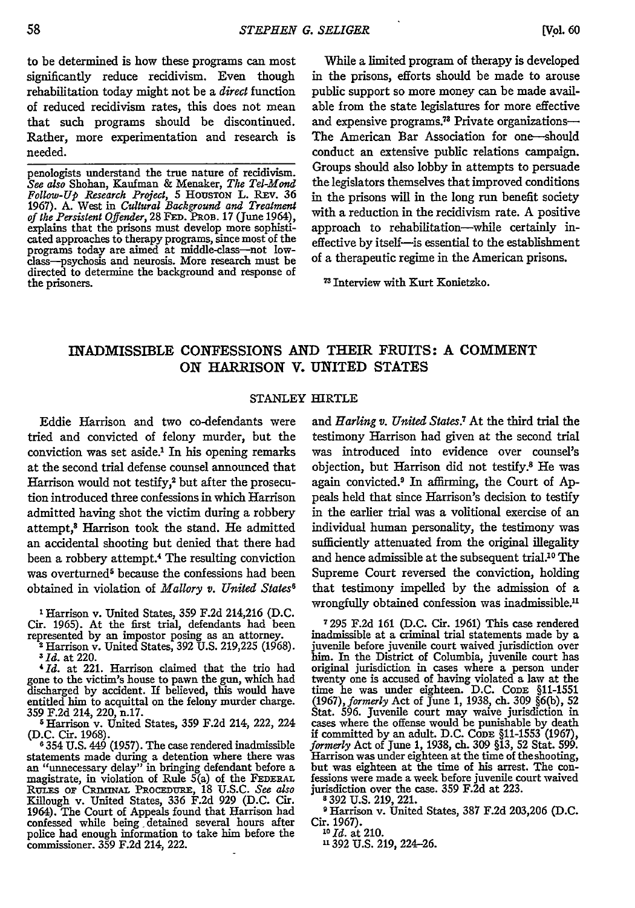to be determined is how these programs can most significantly reduce recidivism. Even though rehabilitation today might not be a *direct* function of reduced recidivism rates, this does not mean that such programs should be discontinued. Rather, more experimentation and research is needed.

penologists understand the true nature of recidivism. *See also* Shohan, Kaufman & Menaker, *The Tel-Mond Follow-Up Research Project*, 5 HOUSTON L. REV. 36 1967). A. West in *Cultural Background and Treatment of the Persistent Offender*, 28 FED. PROB. 17 (June 1964), explains that the prisons must develop more sophisticated approaches to therapy programs, since most of the programs today are aimed at middle-class—not low-class—psychosis and neurosis. More research must be directed to determine the background and response of the prisoners.

While a limited program of therapy is developed in the prisons, efforts should be made to arouse public support so more money can be made available from the state legislatures for more effective and expensive programs.[73] Private organizations—The American Bar Association for one—should conduct an extensive public relations campaign. Groups should also lobby in attempts to persuade the legislators themselves that improved conditions in the prisons will in the long run benefit society with a reduction in the recidivism rate. A positive approach to rehabilitation—while certainly ineffective by itself—is essential to the establishment of a therapeutic regime in the American prisons.

[73] Interview with Kurt Konietzko.

## INADMISSIBLE CONFESSIONS AND THEIR FRUITS: A COMMENT ON HARRISON V. UNITED STATES

STANLEY HIRTLE

Eddie Harrison and two co-defendants were tried and convicted of felony murder, but the conviction was set aside.[1] In his opening remarks at the second trial defense counsel announced that Harrison would not testify,[2] but after the prosecution introduced three confessions in which Harrison admitted having shot the victim during a robbery attempt,[3] Harrison took the stand. He admitted an accidental shooting but denied that there had been a robbery attempt.[4] The resulting conviction was overturned[5] because the confessions had been obtained in violation of *Mallory v. United States*[6] and *Harling v. United States*.[7] At the third trial the testimony Harrison had given at the second trial was introduced into evidence over counsel's objection, but Harrison did not testify.[8] He was again convicted.[9] In affirming, the Court of Appeals held that since Harrison's decision to testify in the earlier trial was a volitional exercise of an individual human personality, the testimony was sufficiently attenuated from the original illegality and hence admissible at the subsequent trial.[10] The Supreme Court reversed the conviction, holding that testimony impelled by the admission of a wrongfully obtained confession was inadmissible.[11]

[1] Harrison v. United States, 359 F.2d 214,216 (D.C. Cir. 1965). At the first trial, defendants had been represented by an impostor posing as an attorney.

[2] Harrison v. United States, 392 U.S. 219,225 (1968).

[3] *Id.* at 220.

[4] *Id.* at 221. Harrison claimed that the trio had gone to the victim's house to pawn the gun, which had discharged by accident. If believed, this would have entitled him to acquittal on the felony murder charge. 359 F.2d 214, 220, n.17.

[5] Harrison v. United States, 359 F.2d 214, 222, 224 (D.C. Cir. 1968).

[6] 354 U.S. 449 (1957). The case rendered inadmissible statements made during a detention where there was an "unnecessary delay" in bringing defendant before a magistrate, in violation of Rule 5(a) of the FEDERAL RULES OF CRIMINAL PROCEDURE, 18 U.S.C. *See also* Killough v. United States, 336 F.2d 929 (D.C. Cir. 1964). The Court of Appeals found that Harrison had confessed while being detained several hours after police had enough information to take him before the commissioner. 359 F.2d 214, 222.

[7] 295 F.2d 161 (D.C. Cir. 1961) This case rendered inadmissible at a criminal trial statements made by a juvenile before juvenile court waived jurisdiction over him. In the District of Columbia, juvenile court has original jurisdiction in cases where a person under twenty one is accused of having violated a law at the time he was under eighteen. D.C. CODE §11-1551 (1967), *formerly* Act of June 1, 1938, ch. 309 §6(b), 52 Stat. 596. Juvenile court may waive jurisdiction in cases where the offense would be punishable by death if committed by an adult. D.C. CODE §11-1553 (1967), *formerly* Act of June 1, 1938, ch. 309 §13, 52 Stat. 599. Harrison was under eighteen at the time of the shooting, but was eighteen at the time of his arrest. The confessions were made a week before juvenile court waived jurisdiction over the case. 359 F.2d at 223.

[8] 392 U.S. 219, 221.

[9] Harrison v. United States, 387 F.2d 203,206 (D.C. Cir. 1967).

[10] *Id.* at 210.

[11] 392 U.S. 219, 224–26.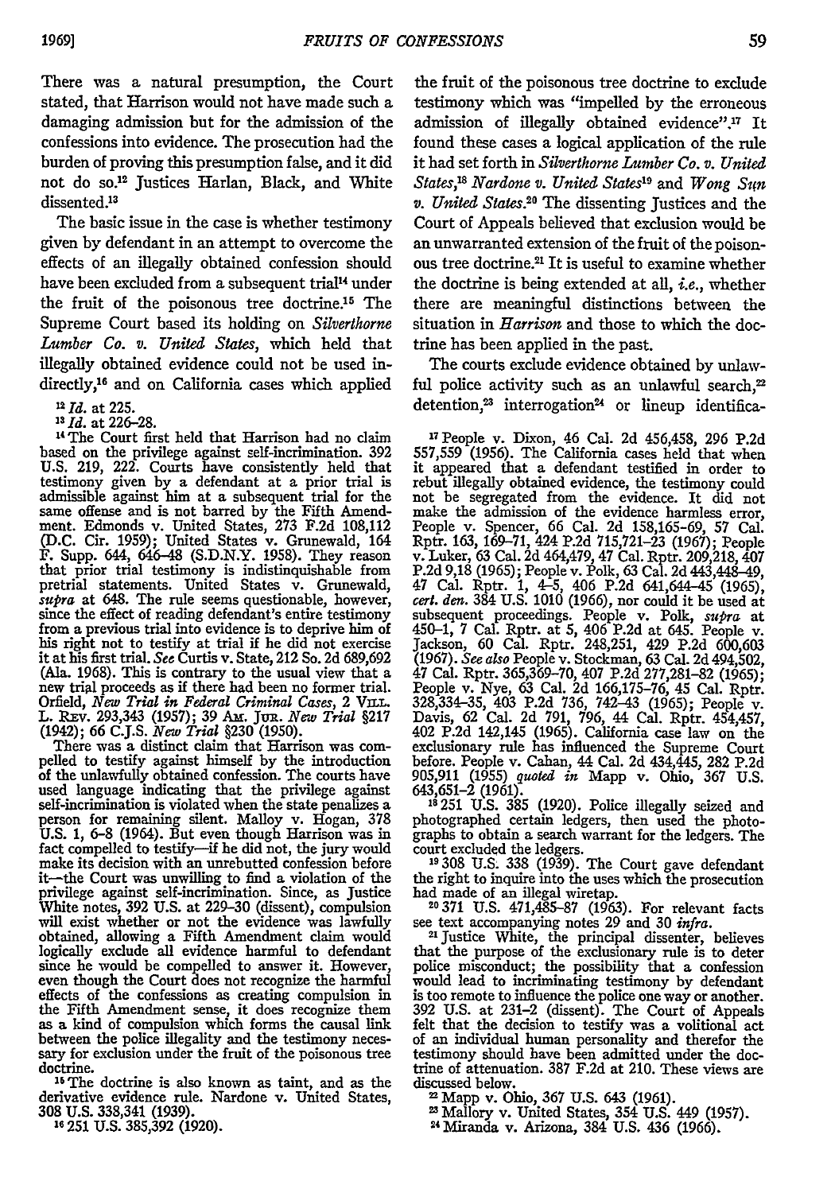There was a natural presumption, the Court stated, that Harrison would not have made such a damaging admission but for the admission of the confessions into evidence. The prosecution had the burden of proving this presumption false, and it did not do so.[12] Justices Harlan, Black, and White dissented.[13]

The basic issue in the case is whether testimony given by defendant in an attempt to overcome the effects of an illegally obtained confession should have been excluded from a subsequent trial[14] under the fruit of the poisonous tree doctrine.[15] The Supreme Court based its holding on *Silverthorne Lumber Co. v. United States*, which held that illegally obtained evidence could not be used indirectly,[16] and on California cases which applied the fruit of the poisonous tree doctrine to exclude testimony which was "impelled by the erroneous admission of illegally obtained evidence".[17] It found these cases a logical application of the rule it had set forth in *Silverthorne Lumber Co. v. United States*,[18] *Nardone v. United States*[19] and *Wong Sun v. United States*.[20] The dissenting Justices and the Court of Appeals believed that exclusion would be an unwarranted extension of the fruit of the poisonous tree doctrine.[21] It is useful to examine whether the doctrine is being extended at all, *i.e.*, whether there are meaningful distinctions between the situation in *Harrison* and those to which the doctrine has been applied in the past.

The courts exclude evidence obtained by unlawful police activity such as an unlawful search,[22] detention,[23] interrogation[24] or lineup identifica-

[12] *Id.* at 225.

[13] *Id.* at 226–28.

[14] The Court first held that Harrison had no claim based on the privilege against self-incrimination. 392 U.S. 219, 222. Courts have consistently held that testimony given by a defendant at a prior trial is admissible against him at a subsequent trial for the same offense and is not barred by the Fifth Amendment. Edmonds v. United States, 273 F.2d 108,112 (D.C. Cir. 1959); United States v. Grunewald, 164 F. Supp. 644, 646–48 (S.D.N.Y. 1958). They reason that prior trial testimony is indistinquishable from pretrial statements. United States v. Grunewald, *supra* at 648. The rule seems questionable, however, since the effect of reading defendant's entire testimony from a previous trial into evidence is to deprive him of his right not to testify at trial if he did not exercise it at his first trial. *See* Curtis v. State, 212 So. 2d 689,692 (Ala. 1968). This is contrary to the usual view that a new trial proceeds as if there had been no former trial. Orfield, *New Trial in Federal Criminal Cases*, 2 VILL. L. REV. 293,343 (1957); 39 AM. JUR. *New Trial* §217 (1942); 66 C.J.S. *New Trial* §230 (1950).

There was a distinct claim that Harrison was compelled to testify against himself by the introduction of the unlawfully obtained confession. The courts have used language indicating that the privilege against self-incrimination is violated when the state penalizes a person for remaining silent. Malloy v. Hogan, 378 U.S. 1, 6–8 (1964). But even though Harrison was in fact compelled to testify—if he did not, the jury would make its decision with an unrebutted confession before it—the Court was unwilling to find a violation of the privilege against self-incrimination. Since, as Justice White notes, 392 U.S. at 229–30 (dissent), compulsion will exist whether or not the evidence was lawfully obtained, allowing a Fifth Amendment claim would logically exclude all evidence harmful to defendant since he would be compelled to answer it. However, even though the Court does not recognize the harmful effects of the confessions as creating compulsion in the Fifth Amendment sense, it does recognize them as a kind of compulsion which forms the causal link between the police illegality and the testimony necessary for exclusion under the fruit of the poisonous tree doctrine.

[15] The doctrine is also known as taint, and as the derivative evidence rule. Nardone v. United States, 308 U.S. 338,341 (1939).

[16] 251 U.S. 385,392 (1920).

[17] People v. Dixon, 46 Cal. 2d 456,458, 296 P.2d 557,559 (1956). The California cases held that when it appeared that a defendant testified in order to rebut illegally obtained evidence, the testimony could not be segregated from the evidence. It did not make the admission of the evidence harmless error, People v. Spencer, 66 Cal. 2d 158,165–69, 57 Cal. Rptr. 163, 169–71, 424 P.2d 715,721–23 (1967); People v. Luker, 63 Cal. 2d 464,479, 47 Cal. Rptr. 209,218, 407 P.2d 9,18 (1965); People v. Polk, 63 Cal. 2d 443,448–49, 47 Cal. Rptr. 1, 4–5, 406 P.2d 641,644–45 (1965), *cert. den.* 384 U.S. 1010 (1966), nor could it be used at subsequent proceedings. People v. Polk, *supra* at 450–1, 7 Cal. Rptr. at 5, 406 P.2d at 645. People v. Jackson, 60 Cal. Rptr. 248,251, 429 P.2d 600,603 (1967). *See also* People v. Stockman, 63 Cal. 2d 494,502, 47 Cal. Rptr. 365,369–70, 407 P.2d 277,281–82 (1965); People v. Nye, 63 Cal. 2d 166,175–76, 45 Cal. Rptr. 328,334–35, 403 P.2d 736, 742–43 (1965); People v. Davis, 62 Cal. 2d 791, 796, 44 Cal. Rptr. 454,457, 402 P.2d 142,145 (1965). California case law on the exclusionary rule has influenced the Supreme Court before. People v. Cahan, 44 Cal. 2d 434,445, 282 P.2d 905,911 (1955) *quoted in* Mapp v. Ohio, 367 U.S. 643,651–2 (1961).

[18] 251 U.S. 385 (1920). Police illegally seized and photographed certain ledgers, then used the photographs to obtain a search warrant for the ledgers. The court excluded the ledgers.

[19] 308 U.S. 338 (1939). The Court gave defendant the right to inquire into the uses which the prosecution had made of an illegal wiretap.

[20] 371 U.S. 471,485–87 (1963). For relevant facts see text accompanying notes 29 and 30 *infra*.

[21] Justice White, the principal dissenter, believes that the purpose of the exclusionary rule is to deter police misconduct; the possibility that a confession would lead to incriminating testimony by defendant is too remote to influence the police one way or another. 392 U.S. at 231–2 (dissent). The Court of Appeals felt that the decision to testify was a volitional act of an individual human personality and therefor the testimony should have been admitted under the doctrine of attenuation. 387 F.2d at 210. These views are discussed below.

[22] Mapp v. Ohio, 367 U.S. 643 (1961).

[23] Mallory v. United States, 354 U.S. 449 (1957).

[24] Miranda v. Arizona, 384 U.S. 436 (1966).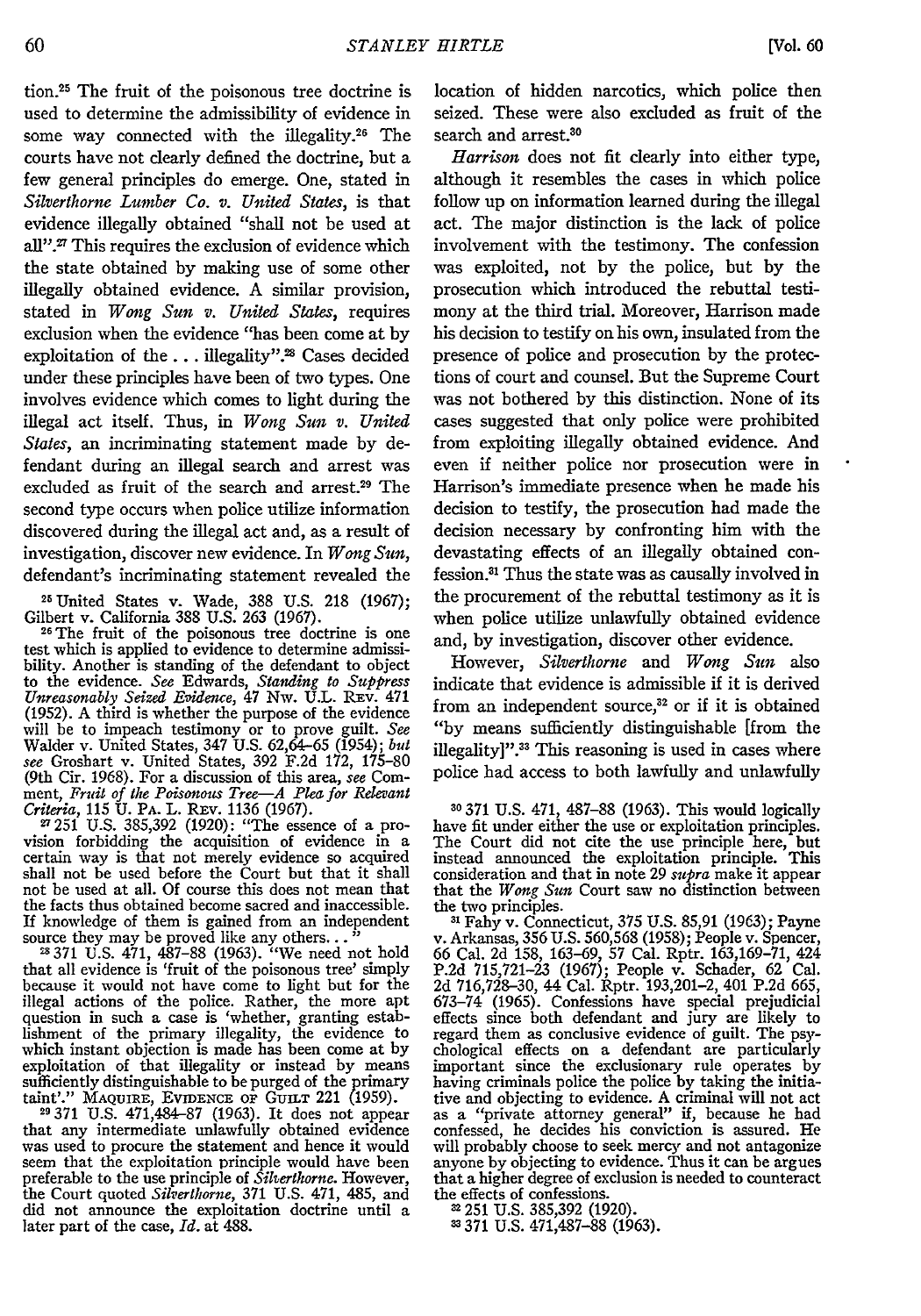tion.[25] The fruit of the poisonous tree doctrine is used to determine the admissibility of evidence in some way connected with the illegality.[26] The courts have not clearly defined the doctrine, but a few general principles do emerge. One, stated in *Silverthorne Lumber Co. v. United States*, is that evidence illegally obtained "shall not be used at all".[27] This requires the exclusion of evidence which the state obtained by making use of some other illegally obtained evidence. A similar provision, stated in *Wong Sun v. United States*, requires exclusion when the evidence "has been come at by exploitation of the . . . illegality".[28] Cases decided under these principles have been of two types. One involves evidence which comes to light during the illegal act itself. Thus, in *Wong Sun v. United States*, an incriminating statement made by defendant during an illegal search and arrest was excluded as fruit of the search and arrest.[29] The second type occurs when police utilize information discovered during the illegal act and, as a result of investigation, discover new evidence. In *Wong Sun*, defendant's incriminating statement revealed the location of hidden narcotics, which police then seized. These were also excluded as fruit of the search and arrest.[30]

*Harrison* does not fit clearly into either type, although it resembles the cases in which police follow up on information learned during the illegal act. The major distinction is the lack of police involvement with the testimony. The confession was exploited, not by the police, but by the prosecution which introduced the rebuttal testimony at the third trial. Moreover, Harrison made his decision to testify on his own, insulated from the presence of police and prosecution by the protections of court and counsel. But the Supreme Court was not bothered by this distinction. None of its cases suggested that only police were prohibited from exploiting illegally obtained evidence. And even if neither police nor prosecution were in Harrison's immediate presence when he made his decision to testify, the prosecution had made the decision necessary by confronting him with the devastating effects of an illegally obtained confession.[31] Thus the state was as causally involved in the procurement of the rebuttal testimony as it is when police utilize unlawfully obtained evidence and, by investigation, discover other evidence.

However, *Silverthorne* and *Wong Sun* also indicate that evidence is admissible if it is derived from an independent source,[32] or if it is obtained "by means sufficiently distinguishable [from the illegality]".[33] This reasoning is used in cases where police had access to both lawfully and unlawfully

---

[25] United States v. Wade, 388 U.S. 218 (1967); Gilbert v. California 388 U.S. 263 (1967).

[26] The fruit of the poisonous tree doctrine is one test which is applied to evidence to determine admissibility. Another is standing of the defendant to object to the evidence. *See* Edwards, *Standing to Suppress Unreasonably Seized Evidence*, 47 Nw. U.L. Rev. 471 (1952). A third is whether the purpose of the evidence will be to impeach testimony or to prove guilt. *See* Walder v. United States, 347 U.S. 62,64–65 (1954); *but see* Groshart v. United States, 392 F.2d 172, 175–80 (9th Cir. 1968). For a discussion of this area, *see* Comment, *Fruit of the Poisonous Tree—A Plea for Relevant Criteria*, 115 U. Pa. L. Rev. 1136 (1967).

[27] 251 U.S. 385,392 (1920): "The essence of a provision forbidding the acquisition of evidence in a certain way is that not merely evidence so acquired shall not be used before the Court but that it shall not be used at all. Of course this does not mean that the facts thus obtained become sacred and inaccessible. If knowledge of them is gained from an independent source they may be proved like any others. . . "

[28] 371 U.S. 471, 487–88 (1963). "We need not hold that all evidence is 'fruit of the poisonous tree' simply because it would not have come to light but for the illegal actions of the police. Rather, the more apt question in such a case is 'whether, granting establishment of the primary illegality, the evidence to which instant objection is made has been come at by exploitation of that illegality or instead by means sufficiently distinguishable to be purged of the primary taint'." Maquire, Evidence of Guilt 221 (1959).

[29] 371 U.S. 471,484–87 (1963). It does not appear that any intermediate unlawfully obtained evidence was used to procure the statement and hence it would seem that the exploitation principle would have been preferable to the use principle of *Silverthorne*. However, the Court quoted *Silverthorne*, 371 U.S. 471, 485, and did not announce the exploitation doctrine until a later part of the case, *Id.* at 488.

[30] 371 U.S. 471, 487–88 (1963). This would logically have fit under either the use or exploitation principles. The Court did not cite the use principle here, but instead announced the exploitation principle. This consideration and that in note 29 *supra* make it appear that the *Wong Sun* Court saw no distinction between the two principles.

[31] Fahy v. Connecticut, 375 U.S. 85,91 (1963); Payne v. Arkansas, 356 U.S. 560,568 (1958); People v. Spencer, 66 Cal. 2d 158, 163–69, 57 Cal. Rptr. 163,169–71, 424 P.2d 715,721–23 (1967); People v. Schader, 62 Cal. 2d 716,728–30, 44 Cal. Rptr. 193,201–2, 401 P.2d 665, 673–74 (1965). Confessions have special prejudicial effects since both defendant and jury are likely to regard them as conclusive evidence of guilt. The psychological effects on a defendant are particularly important since the exclusionary rule operates by having criminals police the police by taking the initiative and objecting to evidence. A criminal will not act as a "private attorney general" if, because he had confessed, he decides his conviction is assured. He will probably choose to seek mercy and not antagonize anyone by objecting to evidence. Thus it can be argues that a higher degree of exclusion is needed to counteract the effects of confessions.

[32] 251 U.S. 385,392 (1920).

[33] 371 U.S. 471,487–88 (1963).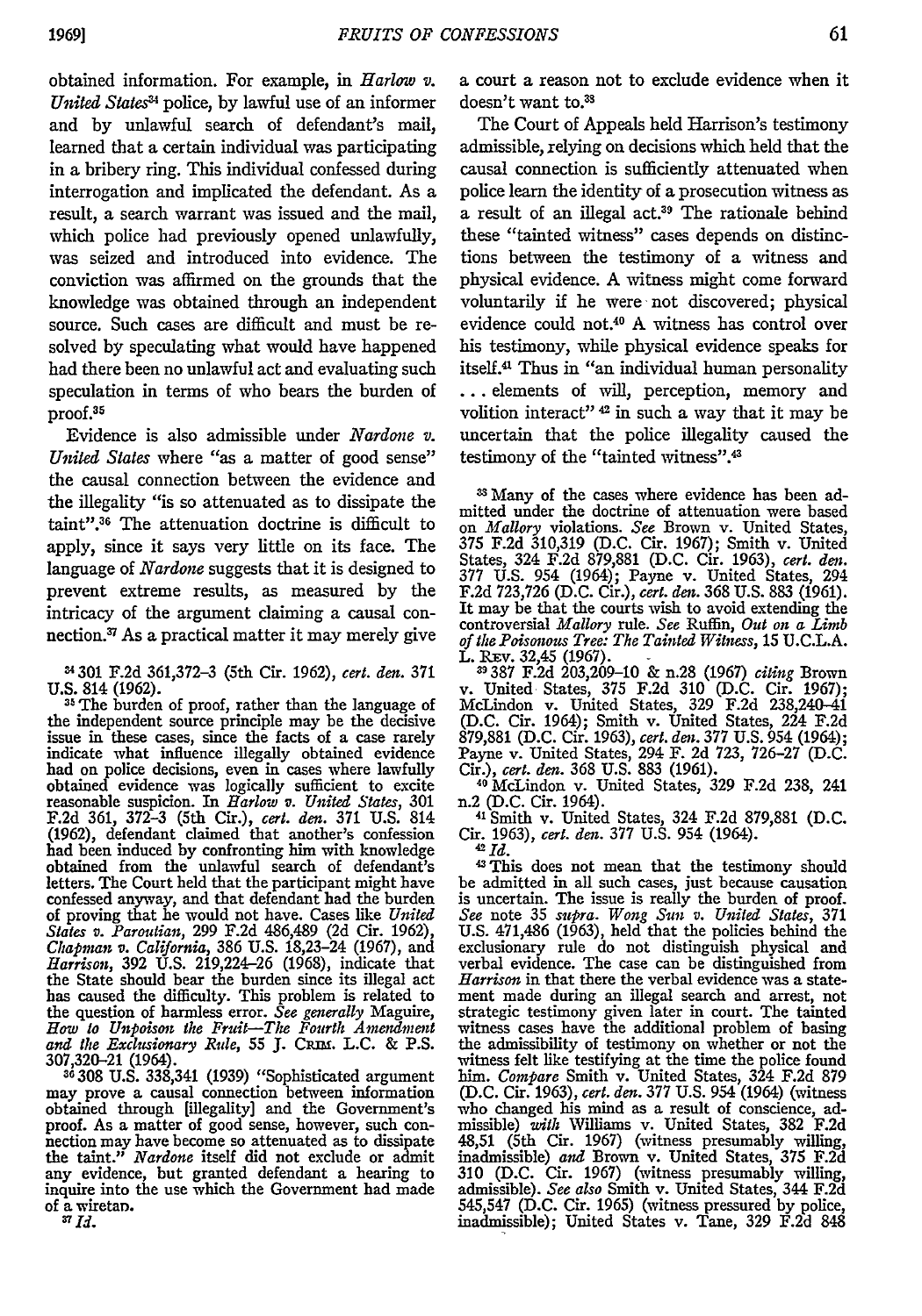obtained information. For example, in *Harlow v. United States*[34] police, by lawful use of an informer and by unlawful search of defendant's mail, learned that a certain individual was participating in a bribery ring. This individual confessed during interrogation and implicated the defendant. As a result, a search warrant was issued and the mail, which police had previously opened unlawfully, was seized and introduced into evidence. The conviction was affirmed on the grounds that the knowledge was obtained through an independent source. Such cases are difficult and must be resolved by speculating what would have happened had there been no unlawful act and evaluating such speculation in terms of who bears the burden of proof.[35]

Evidence is also admissible under *Nardone v. United States* where "as a matter of good sense" the causal connection between the evidence and the illegality "is so attenuated as to dissipate the taint".[36] The attenuation doctrine is difficult to apply, since it says very little on its face. The language of *Nardone* suggests that it is designed to prevent extreme results, as measured by the intricacy of the argument claiming a causal connection.[37] As a practical matter it may merely give a court a reason not to exclude evidence when it doesn't want to.[38]

The Court of Appeals held Harrison's testimony admissible, relying on decisions which held that the causal connection is sufficiently attenuated when police learn the identity of a prosecution witness as a result of an illegal act.[39] The rationale behind these "tainted witness" cases depends on distinctions between the testimony of a witness and physical evidence. A witness might come forward voluntarily if he were not discovered; physical evidence could not.[40] A witness has control over his testimony, while physical evidence speaks for itself.[41] Thus in "an individual human personality . . . elements of will, perception, memory and volition interact" [42] in such a way that it may be uncertain that the police illegality caused the testimony of the "tainted witness".[43]

---

[34] 301 F.2d 361,372–3 (5th Cir. 1962), *cert. den.* 371 U.S. 814 (1962).

[35] The burden of proof, rather than the language of the independent source principle may be the decisive issue in these cases, since the facts of a case rarely indicate what influence illegally obtained evidence had on police decisions, even in cases where lawfully obtained evidence was logically sufficient to excite reasonable suspicion. In *Harlow v. United States*, 301 F.2d 361, 372–3 (5th Cir.), *cert. den.* 371 U.S. 814 (1962), defendant claimed that another's confession had been induced by confronting him with knowledge obtained from the unlawful search of defendant's letters. The Court held that the participant might have confessed anyway, and that defendant had the burden of proving that he would not have. Cases like *United States v. Paroutian*, 299 F.2d 486,489 (2d Cir. 1962), *Chapman v. California*, 386 U.S. 18,23–24 (1967), and *Harrison*, 392 U.S. 219,224–26 (1968), indicate that the State should bear the burden since its illegal act has caused the difficulty. This problem is related to the question of harmless error. *See generally* Maguire, *How to Unpoison the Fruit—The Fourth Amendment and the Exclusionary Rule*, 55 J. CRIM. L.C. & P.S. 307,320–21 (1964).

[36] 308 U.S. 338,341 (1939) "Sophisticated argument may prove a causal connection between information obtained through [illegality] and the Government's proof. As a matter of good sense, however, such connection may have become so attenuated as to dissipate the taint." *Nardone* itself did not exclude or admit any evidence, but granted defendant a hearing to inquire into the use which the Government had made of a wiretap.

[37] *Id.*

[38] Many of the cases where evidence has been admitted under the doctrine of attenuation were based on *Mallory* violations. *See* Brown v. United States, 375 F.2d 310,319 (D.C. Cir. 1967); Smith v. United States, 324 F.2d 879,881 (D.C. Cir. 1963), *cert. den.* 377 U.S. 954 (1964); Payne v. United States, 294 F.2d 723,726 (D.C. Cir.), *cert. den.* 368 U.S. 883 (1961). It may be that the courts wish to avoid extending the controversial *Mallory* rule. *See* Ruffin, *Out on a Limb of the Poisonous Tree: The Tainted Witness*, 15 U.C.L.A. L. REV. 32,45 (1967).

[39] 387 F.2d 203,209–10 & n.28 (1967) *citing* Brown v. United States, 375 F.2d 310 (D.C. Cir. 1967); McLindon v. United States, 329 F.2d 238,240–41 (D.C. Cir. 1964); Smith v. United States, 224 F.2d 879,881 (D.C. Cir. 1963), *cert. den.* 377 U.S. 954 (1964); Payne v. United States, 294 F. 2d 723, 726–27 (D.C. Cir.), *cert. den.* 368 U.S. 883 (1961).

[40] McLindon v. United States, 329 F.2d 238, 241 n.2 (D.C. Cir. 1964).

[41] Smith v. United States, 324 F.2d 879,881 (D.C. Cir. 1963), *cert. den.* 377 U.S. 954 (1964).

[42] *Id.*

[43] This does not mean that the testimony should be admitted in all such cases, just because causation is uncertain. The issue is really the burden of proof. *See* note 35 *supra*. *Wong Sun v. United States*, 371 U.S. 471,486 (1963), held that the policies behind the exclusionary rule do not distinguish physical and verbal evidence. The case can be distinguished from *Harrison* in that there the verbal evidence was a statement made during an illegal search and arrest, not strategic testimony given later in court. The tainted witness cases have the additional problem of basing the admissibility of testimony on whether or not the witness felt like testifying at the time the police found him. *Compare* Smith v. United States, 324 F.2d 879 (D.C. Cir. 1963), *cert. den.* 377 U.S. 954 (1964) (witness who changed his mind as a result of conscience, admissible) *with* Williams v. United States, 382 F.2d 48,51 (5th Cir. 1967) (witness presumably willing, inadmissible) *and* Brown v. United States, 375 F.2d 310 (D.C. Cir. 1967) (witness presumably willing, admissible). *See also* Smith v. United States, 344 F.2d 545,547 (D.C. Cir. 1965) (witness pressured by police, inadmissible); United States v. Tane, 329 F.2d 848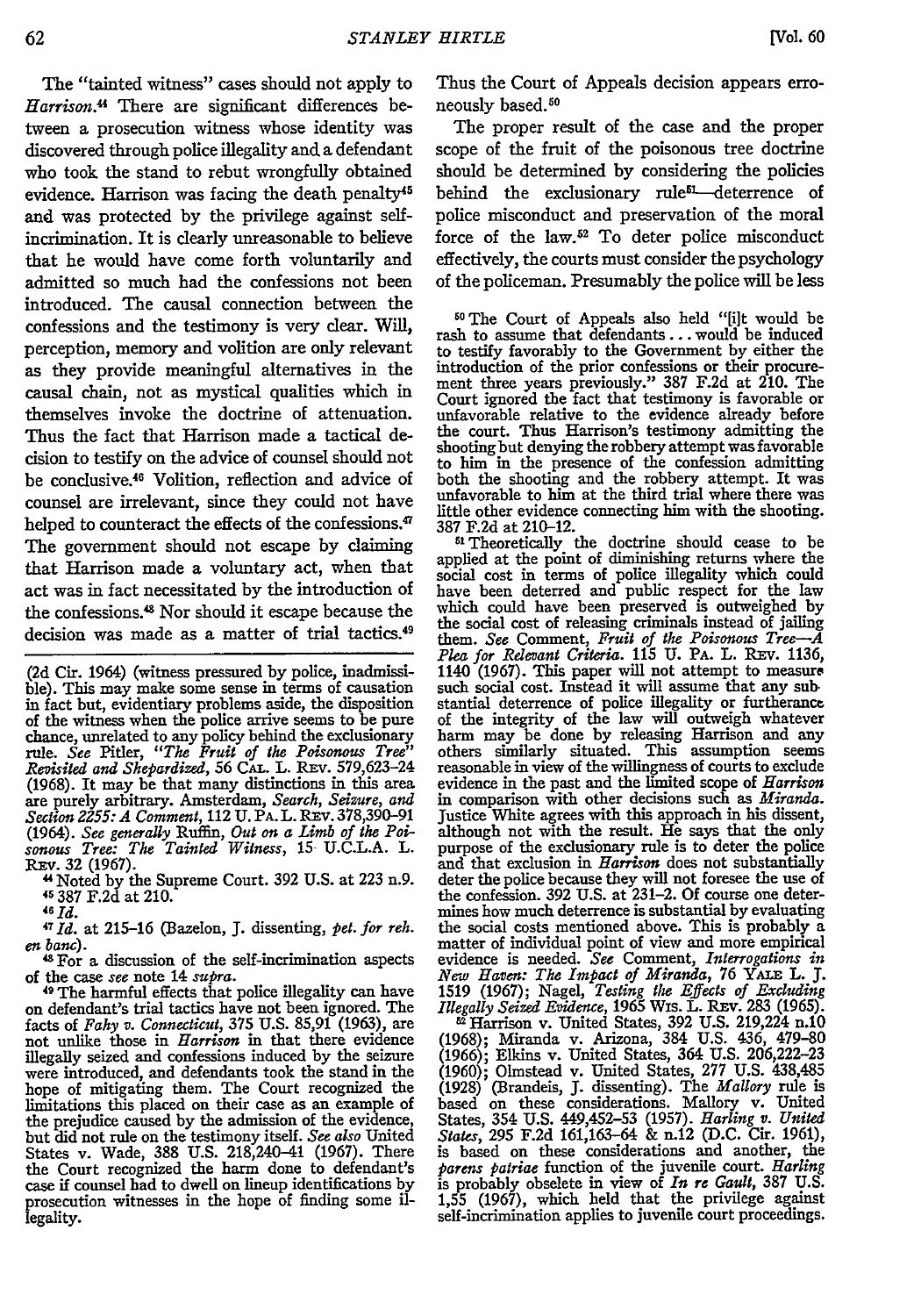The "tainted witness" cases should not apply to *Harrison*.[44] There are significant differences between a prosecution witness whose identity was discovered through police illegality and a defendant who took the stand to rebut wrongfully obtained evidence. Harrison was facing the death penalty[45] and was protected by the privilege against self-incrimination. It is clearly unreasonable to believe that he would have come forth voluntarily and admitted so much had the confessions not been introduced. The causal connection between the confessions and the testimony is very clear. Will, perception, memory and volition are only relevant as they provide meaningful alternatives in the causal chain, not as mystical qualities which in themselves invoke the doctrine of attenuation. Thus the fact that Harrison made a tactical decision to testify on the advice of counsel should not be conclusive.[46] Volition, reflection and advice of counsel are irrelevant, since they could not have helped to counteract the effects of the confessions.[47] The government should not escape by claiming that Harrison made a voluntary act, when that act was in fact necessitated by the introduction of the confessions.[48] Nor should it escape because the decision was made as a matter of trial tactics.[49] Thus the Court of Appeals decision appears erroneously based.[50]

The proper result of the case and the proper scope of the fruit of the poisonous tree doctrine should be determined by considering the policies behind the exclusionary rule[51]—deterrence of police misconduct and preservation of the moral force of the law.[52] To deter police misconduct effectively, the courts must consider the psychology of the policeman. Presumably the police will be less

---

(2d Cir. 1964) (witness pressured by police, inadmissible). This may make some sense in terms of causation in fact but, evidentiary problems aside, the disposition of the witness when the police arrive seems to be pure chance, unrelated to any policy behind the exclusionary rule. *See* Pitler, *"The Fruit of the Poisonous Tree" Revisited and Shepardized*, 56 CAL. L. REV. 579,623–24 (1968). It may be that many distinctions in this area are purely arbitrary. Amsterdam, *Search, Seizure, and Section 2255: A Comment*, 112 U. PA. L. REV. 378,390–91 (1964). *See generally* Ruffin, *Out on a Limb of the Poisonous Tree: The Tainted Witness*, 15 U.C.L.A. L. REV. 32 (1967).

[44] Noted by the Supreme Court. 392 U.S. at 223 n.9.

[45] 387 F.2d at 210.

[46] *Id.*

[47] *Id.* at 215–16 (Bazelon, J. dissenting, *pet. for reh. en banc*).

[48] For a discussion of the self-incrimination aspects of the case *see* note 14 *supra*.

[49] The harmful effects that police illegality can have on defendant's trial tactics have not been ignored. The facts of *Fahy v. Connecticut*, 375 U.S. 85,91 (1963), are not unlike those in *Harrison* in that there evidence illegally seized and confessions induced by the seizure were introduced, and defendants took the stand in the hope of mitigating them. The Court recognized the limitations this placed on their case as an example of the prejudice caused by the admission of the evidence, but did not rule on the testimony itself. *See also* United States v. Wade, 388 U.S. 218,240–41 (1967). There the Court recognized the harm done to defendant's case if counsel had to dwell on lineup identifications by prosecution witnesses in the hope of finding some illegality.

[50] The Court of Appeals also held "[i]t would be rash to assume that defendants . . . would be induced to testify favorably to the Government by either the introduction of the prior confessions or their procurement three years previously." 387 F.2d at 210. The Court ignored the fact that testimony is favorable or unfavorable relative to the evidence already before the court. Thus Harrison's testimony admitting the shooting but denying the robbery attempt was favorable to him in the presence of the confession admitting both the shooting and the robbery attempt. It was unfavorable to him at the third trial where there was little other evidence connecting him with the shooting. 387 F.2d at 210–12.

[51] Theoretically the doctrine should cease to be applied at the point of diminishing returns where the social cost in terms of police illegality which could have been deterred and public respect for the law which could have been preserved is outweighed by the social cost of releasing criminals instead of jailing them. *See* Comment, *Fruit of the Poisonous Tree—A Plea for Relevant Criteria*. 115 U. PA. L. REV. 1136, 1140 (1967). This paper will not attempt to measure such social cost. Instead it will assume that any substantial deterrence of police illegality or furtherance of the integrity of the law will outweigh whatever harm may be done by releasing Harrison and any others similarly situated. This assumption seems reasonable in view of the willingness of courts to exclude evidence in the past and the limited scope of *Harrison* in comparison with other decisions such as *Miranda*. Justice White agrees with this approach in his dissent, although not with the result. He says that the only purpose of the exclusionary rule is to deter the police and that exclusion in *Harrison* does not substantially deter the police because they will not foresee the use of the confession. 392 U.S. at 231–2. Of course one determines how much deterrence is substantial by evaluating the social costs mentioned above. This is probably a matter of individual point of view and more empirical evidence is needed. *See* Comment, *Interrogations in New Haven: The Impact of Miranda*, 76 YALE L. J. 1519 (1967); Nagel, *Testing the Effects of Excluding Illegally Seized Evidence*, 1965 WIS. L. REV. 283 (1965).

[52] Harrison v. United States, 392 U.S. 219,224 n.10 (1968); Miranda v. Arizona, 384 U.S. 436, 479–80 (1966); Elkins v. United States, 364 U.S. 206,222–23 (1960); Olmstead v. United States, 277 U.S. 438,485 (1928) (Brandeis, J. dissenting). The *Mallory* rule is based on these considerations. Mallory v. United States, 354 U.S. 449,452–53 (1957). *Harling v. United States*, 295 F.2d 161,163–64 & n.12 (D.C. Cir. 1961), is based on these considerations and another, the *parens patriae* function of the juvenile court. *Harling* is probably obselete in view of *In re Gault*, 387 U.S. 1,55 (1967), which held that the privilege against self-incrimination applies to juvenile court proceedings.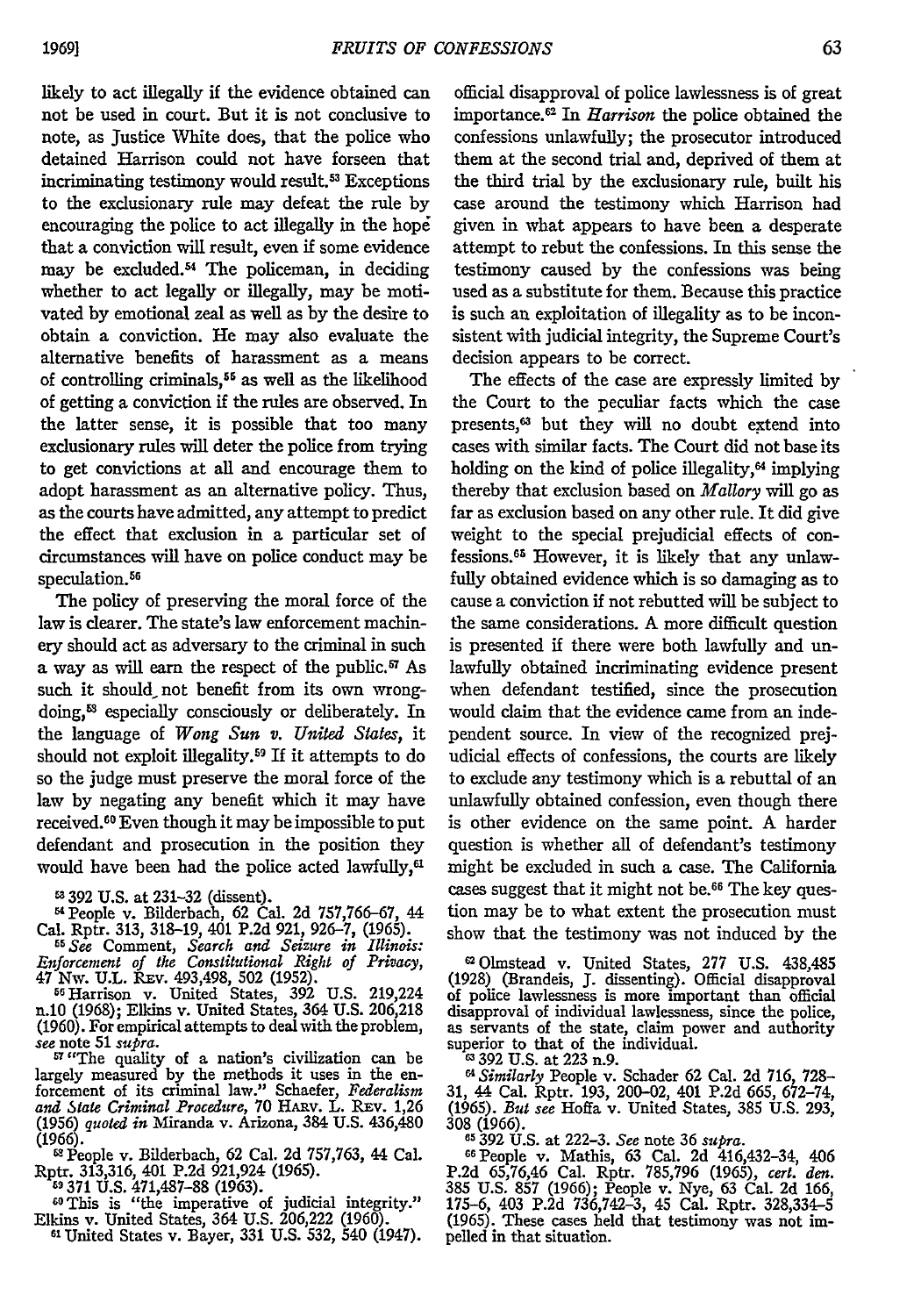likely to act illegally if the evidence obtained can not be used in court. But it is not conclusive to note, as Justice White does, that the police who detained Harrison could not have forseen that incriminating testimony would result.[53] Exceptions to the exclusionary rule may defeat the rule by encouraging the police to act illegally in the hope that a conviction will result, even if some evidence may be excluded.[54] The policeman, in deciding whether to act legally or illegally, may be motivated by emotional zeal as well as by the desire to obtain a conviction. He may also evaluate the alternative benefits of harassment as a means of controlling criminals,[55] as well as the likelihood of getting a conviction if the rules are observed. In the latter sense, it is possible that too many exclusionary rules will deter the police from trying to get convictions at all and encourage them to adopt harassment as an alternative policy. Thus, as the courts have admitted, any attempt to predict the effect that exclusion in a particular set of circumstances will have on police conduct may be speculation.[56]

The policy of preserving the moral force of the law is clearer. The state's law enforcement machinery should act as adversary to the criminal in such a way as will earn the respect of the public.[57] As such it should not benefit from its own wrongdoing,[58] especially consciously or deliberately. In the language of *Wong Sun v. United States*, it should not exploit illegality.[59] If it attempts to do so the judge must preserve the moral force of the law by negating any benefit which it may have received.[60] Even though it may be impossible to put defendant and prosecution in the position they would have been had the police acted lawfully,[61] official disapproval of police lawlessness is of great importance.[62] In *Harrison* the police obtained the confessions unlawfully; the prosecutor introduced them at the second trial and, deprived of them at the third trial by the exclusionary rule, built his case around the testimony which Harrison had given in what appears to have been a desperate attempt to rebut the confessions. In this sense the testimony caused by the confessions was being used as a substitute for them. Because this practice is such an exploitation of illegality as to be inconsistent with judicial integrity, the Supreme Court's decision appears to be correct.

The effects of the case are expressly limited by the Court to the peculiar facts which the case presents,[63] but they will no doubt extend into cases with similar facts. The Court did not base its holding on the kind of police illegality,[64] implying thereby that exclusion based on *Mallory* will go as far as exclusion based on any other rule. It did give weight to the special prejudicial effects of confessions.[65] However, it is likely that any unlawfully obtained evidence which is so damaging as to cause a conviction if not rebutted will be subject to the same considerations. A more difficult question is presented if there were both lawfully and unlawfully obtained incriminating evidence present when defendant testified, since the prosecution would claim that the evidence came from an independent source. In view of the recognized prejudicial effects of confessions, the courts are likely to exclude any testimony which is a rebuttal of an unlawfully obtained confession, even though there is other evidence on the same point. A harder question is whether all of defendant's testimony might be excluded in such a case. The California cases suggest that it might not be.[66] The key question may be to what extent the prosecution must show that the testimony was not induced by the

---

[53] 392 U.S. at 231-32 (dissent).

[54] People v. Bilderbach, 62 Cal. 2d 757,766-67, 44 Cal. Rptr. 313, 318-19, 401 P.2d 921, 926-7, (1965).

[55] *See* Comment, *Search and Seizure in Illinois: Enforcement of the Constitutional Right of Privacy*, 47 Nw. U.L. Rev. 493,498, 502 (1952).

[56] Harrison v. United States, 392 U.S. 219,224 n.10 (1968); Elkins v. United States, 364 U.S. 206,218 (1960). For empirical attempts to deal with the problem, *see* note 51 *supra*.

[57] "The quality of a nation's civilization can be largely measured by the methods it uses in the enforcement of its criminal law." Schaefer, *Federalism and State Criminal Procedure*, 70 Harv. L. Rev. 1,26 (1956) *quoted in* Miranda v. Arizona, 384 U.S. 436,480 (1966).

[58] People v. Bilderbach, 62 Cal. 2d 757,763, 44 Cal. Rptr. 313,316, 401 P.2d 921,924 (1965).

[59] 371 U.S. 471,487-88 (1963).

[60] This is "the imperative of judicial integrity." Elkins v. United States, 364 U.S. 206,222 (1960).

[61] United States v. Bayer, 331 U.S. 532, 540 (1947).

[62] Olmstead v. United States, 277 U.S. 438,485 (1928) (Brandeis, J. dissenting). Official disapproval of police lawlessness is more important than official disapproval of individual lawlessness, since the police, as servants of the state, claim power and authority superior to that of the individual.

[63] 392 U.S. at 223 n.9.

[64] *Similarly* People v. Schader 62 Cal. 2d 716, 728-31, 44 Cal. Rptr. 193, 200-02, 401 P.2d 665, 672-74, (1965). *But see* Hoffa v. United States, 385 U.S. 293, 308 (1966).

[65] 392 U.S. at 222-3. *See* note 36 *supra*.

[66] People v. Mathis, 63 Cal. 2d 416,432-34, 406 P.2d 65,76,46 Cal. Rptr. 785,796 (1965), *cert. den.* 385 U.S. 857 (1966); People v. Nye, 63 Cal. 2d 166, 175-6, 403 P.2d 736,742-3, 45 Cal. Rptr. 328,334-5 (1965). These cases held that testimony was not impelled in that situation.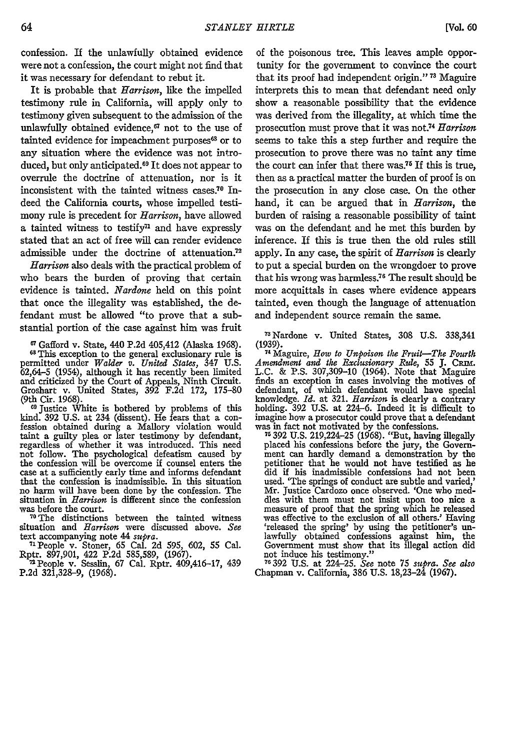confession. If the unlawfully obtained evidence were not a confession, the court might not find that it was necessary for defendant to rebut it.

It is probable that *Harrison*, like the impelled testimony rule in California, will apply only to testimony given subsequent to the admission of the unlawfully obtained evidence,[67] not to the use of tainted evidence for impeachment purposes[68] or to any situation where the evidence was not introduced, but only anticipated.[69] It does not appear to overrule the doctrine of attenuation, nor is it inconsistent with the tainted witness cases.[70] Indeed the California courts, whose impelled testimony rule is precedent for *Harrison*, have allowed a tainted witness to testify[71] and have expressly stated that an act of free will can render evidence admissible under the doctrine of attenuation.[72]

*Harrison* also deals with the practical problem of who bears the burden of proving that certain evidence is tainted. *Nardone* held on this point that once the illegality was established, the defendant must be allowed "to prove that a substantial portion of the case against him was fruit of the poisonous tree. This leaves ample opportunity for the government to convince the court that its proof had independent origin."[73] Maguire interprets this to mean that defendant need only show a reasonable possibility that the evidence was derived from the illegality, at which time the prosecution must prove that it was not.[74] *Harrison* seems to take this a step further and require the prosecution to prove there was no taint any time the court can infer that there was.[75] If this is true, then as a practical matter the burden of proof is on the prosecution in any close case. On the other hand, it can be argued that in *Harrison*, the burden of raising a reasonable possibility of taint was on the defendant and he met this burden by inference. If this is true then the old rules still apply. In any case, the spirit of *Harrison* is clearly to put a special burden on the wrongdoer to prove that his wrong was harmless.[76] The result should be more acquittals in cases where evidence appears tainted, even though the language of attenuation and independent source remain the same.

[67] Gafford v. State, 440 P.2d 405,412 (Alaska 1968).

[68] This exception to the general exclusionary rule is permitted under *Walder v. United States*, 347 U.S. 62,64–5 (1954), although it has recently been limited and criticized by the Court of Appeals, Ninth Circuit. Groshart v. United States, 392 F.2d 172, 175–80 (9th Cir. 1968).

[69] Justice White is bothered by problems of this kind. 392 U.S. at 234 (dissent). He fears that a confession obtained during a Mallory violation would taint a guilty plea or later testimony by defendant, regardless of whether it was introduced. This need not follow. The psychological defeatism caused by the confession will be overcome if counsel enters the case at a sufficiently early time and informs defendant that the confession is inadmissible. In this situation no harm will have been done by the confession. The situation in *Harrison* is different since the confession was before the court.

[70] The distinctions between the tainted witness situation and *Harrison* were discussed above. *See* text accompanying note 44 *supra*.

[71] People v. Stoner, 65 Cal. 2d 595, 602, 55 Cal. Rptr. 897,901, 422 P.2d 585,589, (1967).

[72] People v. Sesslin, 67 Cal. Rptr. 409,416–17, 439 P.2d 321,328–9, (1968).

[73] Nardone v. United States, 308 U.S. 338,341 (1939).

[74] Maguire, *How to Unpoison the Fruit—The Fourth Amendment and the Exclusionary Rule*, 55 J. Crim. L.C. & P.S. 307,309–10 (1964). Note that Maguire finds an exception in cases involving the motives of defendant, of which defendant would have special knowledge. *Id.* at 321. *Harrison* is clearly a contrary holding. 392 U.S. at 224–6. Indeed it is difficult to imagine how a prosecutor could prove that a defendant was in fact not motivated by the confessions.

[75] 392 U.S. 219,224–25 (1968). "But, having illegally placed his confessions before the jury, the Government can hardly demand a demonstration by the petitioner that he would not have testified as he did if his inadmissible confessions had not been used. 'The springs of conduct are subtle and varied,' Mr. Justice Cardozo once observed. 'One who meddles with them must not insist upon too nice a measure of proof that the spring which he released was effective to the exclusion of all others.' Having 'released the spring' by using the petitioner's unlawfully obtained confessions against him, the Government must show that its illegal action did not induce his testimony."

[76] 392 U.S. at 224–25. *See* note 75 *supra*. *See also* Chapman v. California, 386 U.S. 18,23–24 (1967).